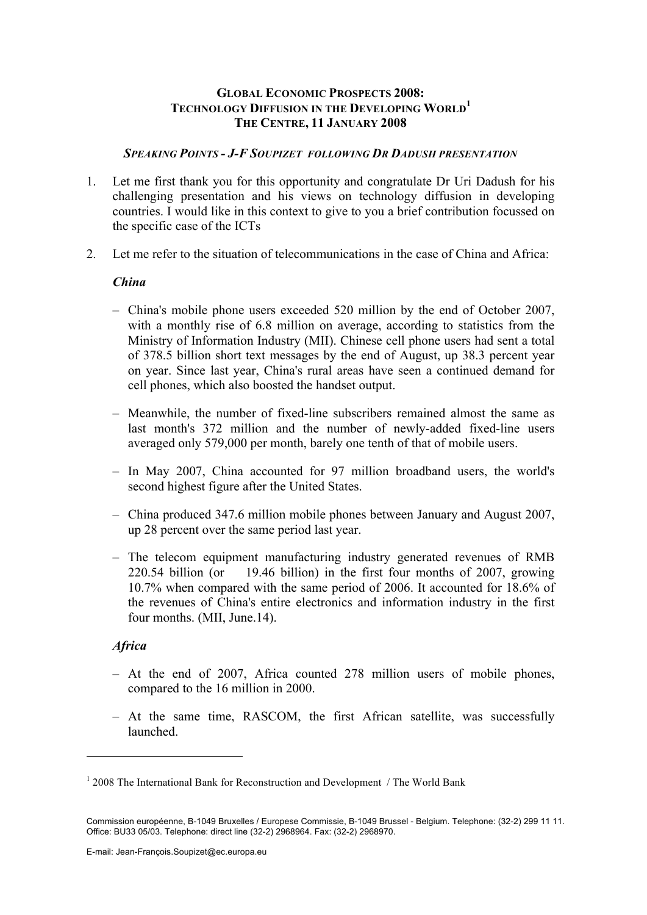**GLOBAL ECONOMIC PROSPECTS 2008:**
**TECHNOLOGY DIFFUSION IN THE DEVELOPING WORLD**[1]
**THE CENTRE, 11 JANUARY 2008**

***SPEAKING POINTS - J-F SOUPIZET FOLLOWING DR DADUSH PRESENTATION***

1. Let me first thank you for this opportunity and congratulate Dr Uri Dadush for his challenging presentation and his views on technology diffusion in developing countries. I would like in this context to give to you a brief contribution focussed on the specific case of the ICTs

2. Let me refer to the situation of telecommunications in the case of China and Africa:

***China***

– China's mobile phone users exceeded 520 million by the end of October 2007, with a monthly rise of 6.8 million on average, according to statistics from the Ministry of Information Industry (MII). Chinese cell phone users had sent a total of 378.5 billion short text messages by the end of August, up 38.3 percent year on year. Since last year, China's rural areas have seen a continued demand for cell phones, which also boosted the handset output.

– Meanwhile, the number of fixed-line subscribers remained almost the same as last month's 372 million and the number of newly-added fixed-line users averaged only 579,000 per month, barely one tenth of that of mobile users.

– In May 2007, China accounted for 97 million broadband users, the world's second highest figure after the United States.

– China produced 347.6 million mobile phones between January and August 2007, up 28 percent over the same period last year.

– The telecom equipment manufacturing industry generated revenues of RMB 220.54 billion (or 19.46 billion) in the first four months of 2007, growing 10.7% when compared with the same period of 2006. It accounted for 18.6% of the revenues of China's entire electronics and information industry in the first four months. (MII, June.14).

***Africa***

– At the end of 2007, Africa counted 278 million users of mobile phones, compared to the 16 million in 2000.

– At the same time, RASCOM, the first African satellite, was successfully launched.

---

[1] 2008 The International Bank for Reconstruction and Development / The World Bank

Commission européenne, B-1049 Bruxelles / Europese Commissie, B-1049 Brussel - Belgium. Telephone: (32-2) 299 11 11.
Office: BU33 05/03. Telephone: direct line (32-2) 2968964. Fax: (32-2) 2968970.

E-mail: Jean-François.Soupizet@ec.europa.eu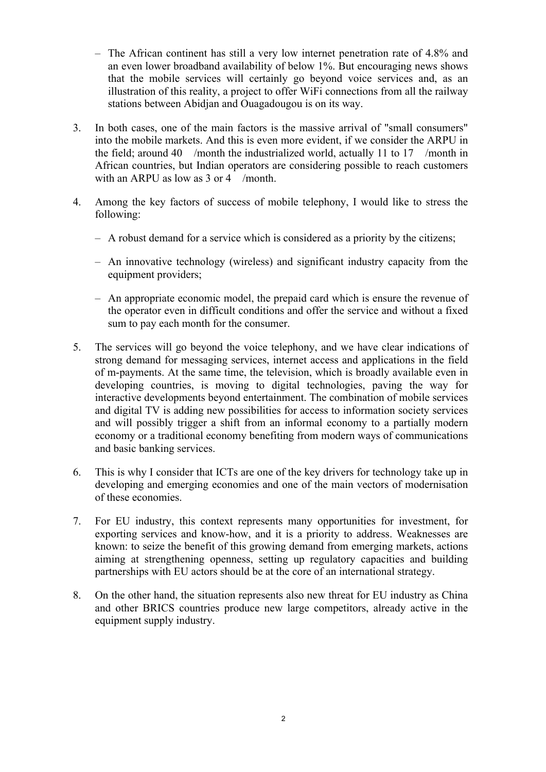– The African continent has still a very low internet penetration rate of 4.8% and an even lower broadband availability of below 1%. But encouraging news shows that the mobile services will certainly go beyond voice services and, as an illustration of this reality, a project to offer WiFi connections from all the railway stations between Abidjan and Ouagadougou is on its way.

3. In both cases, one of the main factors is the massive arrival of "small consumers" into the mobile markets. And this is even more evident, if we consider the ARPU in the field; around 40  /month the industrialized world, actually 11 to 17  /month in African countries, but Indian operators are considering possible to reach customers with an ARPU as low as 3 or 4  /month.

4. Among the key factors of success of mobile telephony, I would like to stress the following:

   – A robust demand for a service which is considered as a priority by the citizens;

   – An innovative technology (wireless) and significant industry capacity from the equipment providers;

   – An appropriate economic model, the prepaid card which is ensure the revenue of the operator even in difficult conditions and offer the service and without a fixed sum to pay each month for the consumer.

5. The services will go beyond the voice telephony, and we have clear indications of strong demand for messaging services, internet access and applications in the field of m-payments. At the same time, the television, which is broadly available even in developing countries, is moving to digital technologies, paving the way for interactive developments beyond entertainment. The combination of mobile services and digital TV is adding new possibilities for access to information society services and will possibly trigger a shift from an informal economy to a partially modern economy or a traditional economy benefiting from modern ways of communications and basic banking services.

6. This is why I consider that ICTs are one of the key drivers for technology take up in developing and emerging economies and one of the main vectors of modernisation of these economies.

7. For EU industry, this context represents many opportunities for investment, for exporting services and know-how, and it is a priority to address. Weaknesses are known: to seize the benefit of this growing demand from emerging markets, actions aiming at strengthening openness, setting up regulatory capacities and building partnerships with EU actors should be at the core of an international strategy.

8. On the other hand, the situation represents also new threat for EU industry as China and other BRICS countries produce new large competitors, already active in the equipment supply industry.